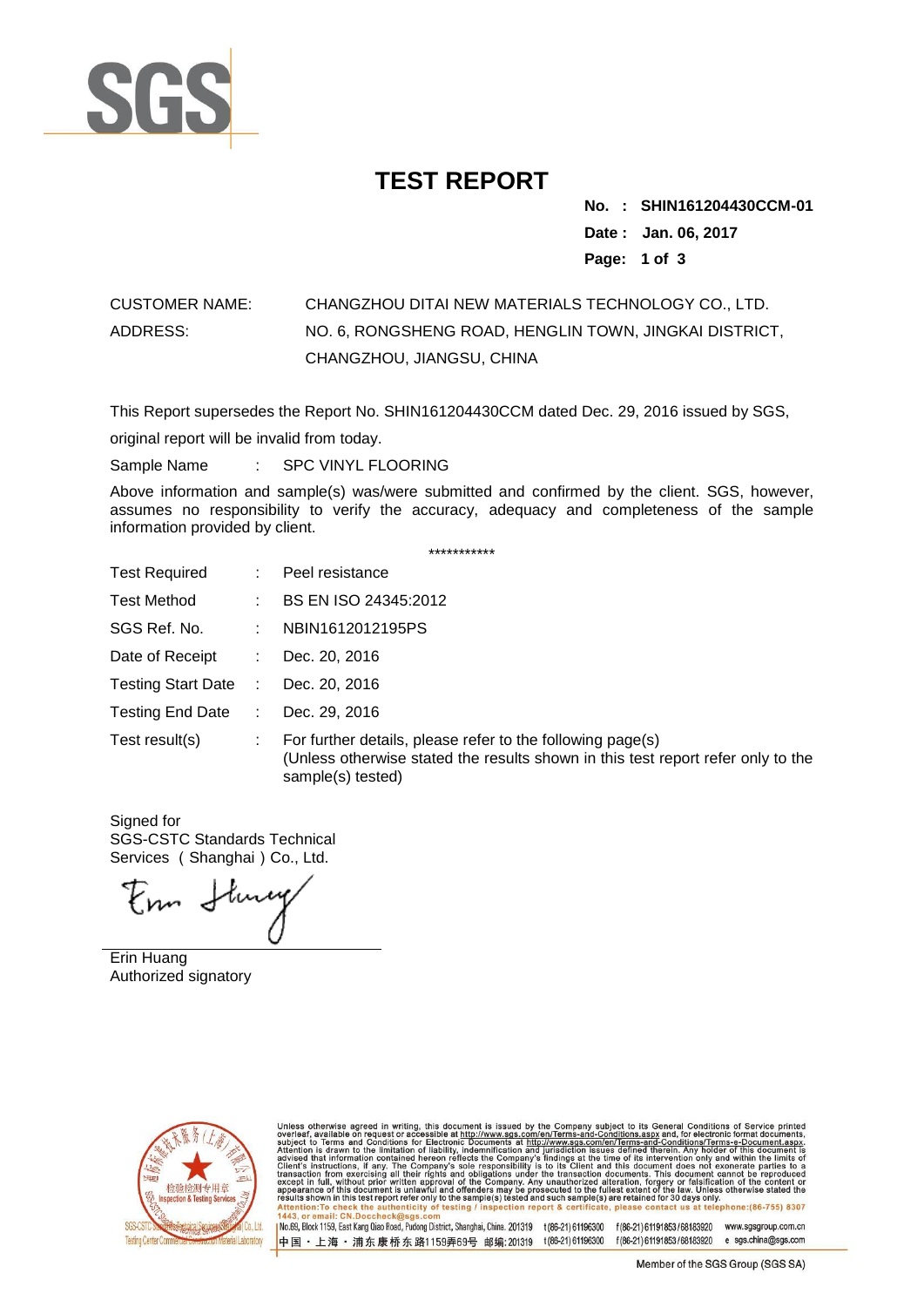SGS

# TEST REPORT

**No. : SHIN161204430CCM-01**

**Date : Jan. 06, 2017**

CUSTOMER NAME: CHANGZHOU DITAI NEW MATERIALS TECHNOLOGY CO., LTD.

ADDRESS: NO. 6, RONGSHENG ROAD, HENGLIN TOWN, JINGKAI DISTRICT, CHANGZHOU, JIANGSU, CHINA

This Report supersedes the Report No. SHIN161204430CCM dated Dec. 29, 2016 issued by SGS, original report will be invalid from today.

Sample Name : SPC VINYL FLOORING

Above information and sample(s) was/were submitted and confirmed by the client. SGS, however, assumes no responsibility to verify the accuracy, adequacy and completeness of the sample information provided by client.

\*\*\*\*\*\*\*\*\*\*\*

| | | |
|---|---|---|
| Test Required | : | Peel resistance |
| Test Method | : | BS EN ISO 24345:2012 |
| SGS Ref. No. | : | NBIN1612012195PS |
| Date of Receipt | : | Dec. 20, 2016 |
| Testing Start Date | : | Dec. 20, 2016 |
| Testing End Date | : | Dec. 29, 2016 |
| Test result(s) | : | For further details, please refer to the following page(s) (Unless otherwise stated the results shown in this test report refer only to the sample(s) tested) |

Signed for
SGS-CSTC Standards Technical Services（Shanghai）Co., Ltd.

Erin Huang
Authorized signatory

Unless otherwise agreed in writing, this document is issued by the Company subject to its General Conditions of Service printed overleaf, available on request or accessible at http://www.sgs.com/en/Terms-and-Conditions.aspx and, for electronic format documents, subject to Terms and Conditions for Electronic Documents at http://www.sgs.com/en/Terms-and-Conditions/Terms-e-Document.aspx. Attention is drawn to the limitation of liability, indemnification and jurisdiction issues defined therein. Any holder of this document is advised that information contained hereon reflects the Company's findings at the time of its intervention only and within the limits of Client's instructions, if any. The Company's sole responsibility is to its Client and this document does not exonerate parties to a transaction from exercising all their rights and obligations under the transaction documents. This document cannot be reproduced except in full, without prior written approval of the Company. Any unauthorized alteration, forgery or falsification of the content or appearance of this document is unlawful and offenders may be prosecuted to the fullest extent of the law. Unless otherwise stated the results shown in this test report refer only to the sample(s) tested and such sample(s) are retained for 30 days only.
Attention:To check the authenticity of testing / inspection report & certificate, please contact us at telephone:(86-755) 8307 1443, or email: CN.Doccheck@sgs.com

No.69, Block 1159, East Kang Qiao Road, Pudong District, Shanghai, China. 201319 t(86-21) 61196300 f(86-21)61191853/68183920 www.sgsgroup.com.cn
中国・上海・浦东康桥东路1159弄69号 邮编: 201319 t(86-21) 61196300 f(86-21)61191853/68183920 e sgs.china@sgs.com

Member of the SGS Group (SGS SA)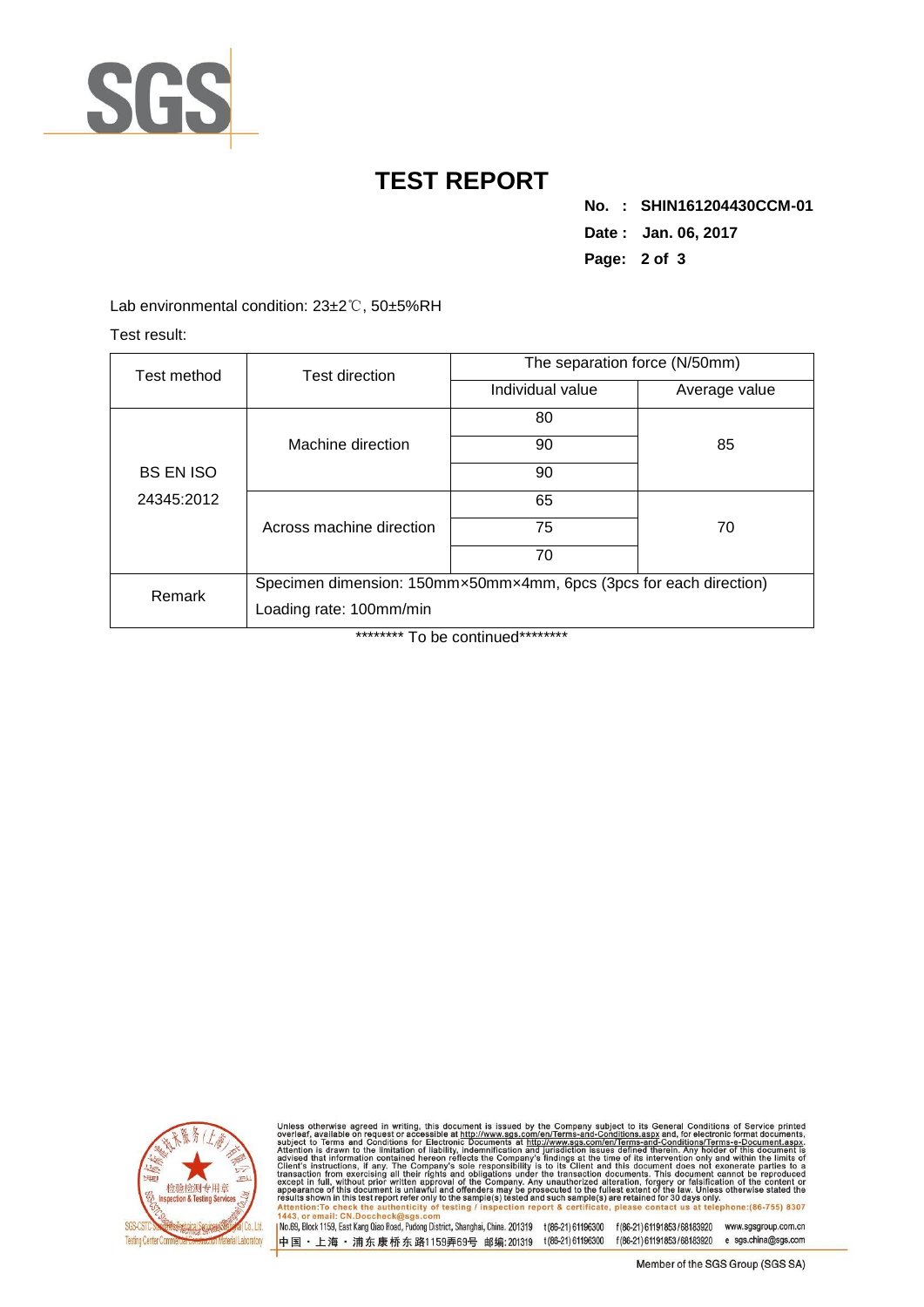# TEST REPORT

**No. : SHIN161204430CCM-01**

**Date : Jan. 06, 2017**

Lab environmental condition: 23±2℃, 50±5%RH

Test result:

| Test method | Test direction | The separation force (N/50mm) | |
|---|---|---|---|
| | | Individual value | Average value |
| BS EN ISO 24345:2012 | Machine direction | 80 | 85 |
| | | 90 | |
| | | 90 | |
| | Across machine direction | 65 | 70 |
| | | 75 | |
| | | 70 | |
| Remark | Specimen dimension: 150mm×50mm×4mm, 6pcs (3pcs for each direction)<br>Loading rate: 100mm/min | | |

******** To be continued********

Unless otherwise agreed in writing, this document is issued by the Company subject to its General Conditions of Service printed overleaf, available on request or accessible at http://www.sgs.com/en/Terms-and-Conditions.aspx and, for electronic format documents, subject to Terms and Conditions for Electronic Documents at http://www.sgs.com/en/Terms-and-Conditions/Terms-e-Document.aspx. Attention is drawn to the limitation of liability, indemnification and jurisdiction issues defined therein. Any holder of this document is advised that information contained hereon reflects the Company's findings at the time of its intervention only and within the limits of Client's instructions, if any. The Company's sole responsibility is to its Client and this document does not exonerate parties to a transaction from exercising all their rights and obligations under the transaction documents. This document cannot be reproduced except in full, without prior written approval of the Company. Any unauthorized alteration, forgery or falsification of the content or appearance of this document is unlawful and offenders may be prosecuted to the fullest extent of the law. Unless otherwise stated the results shown in this test report refer only to the sample(s) tested and such sample(s) are retained for 30 days only.
Attention:To check the authenticity of testing / inspection report & certificate, please contact us at telephone:(86-755) 8307 1443, or email: CN.Doccheck@sgs.com

No.69, Block 1159, East Kang Qiao Road, Pudong District, Shanghai, China. 201319 t(86-21) 61196300 f(86-21) 61191853 / 68183920 www.sgsgroup.com.cn
中国・上海・浦东康桥东路1159弄69号 邮编: 201319 t(86-21) 61196300 f(86-21) 61191853 / 68183920 e sgs.china@sgs.com

Member of the SGS Group (SGS SA)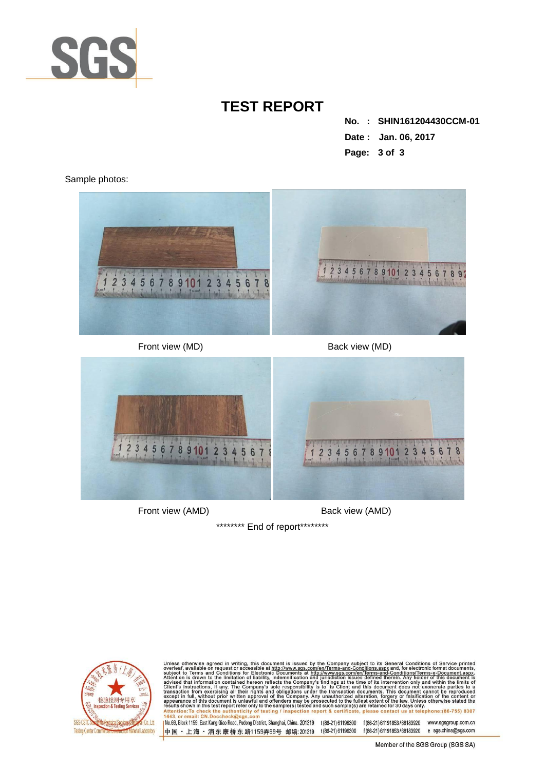# TEST REPORT

**No. : SHIN161204430CCM-01**

**Date : Jan. 06, 2017**

Sample photos:

Front view (MD)

Back view (MD)

Front view (AMD)

Back view (AMD)

******** End of report********